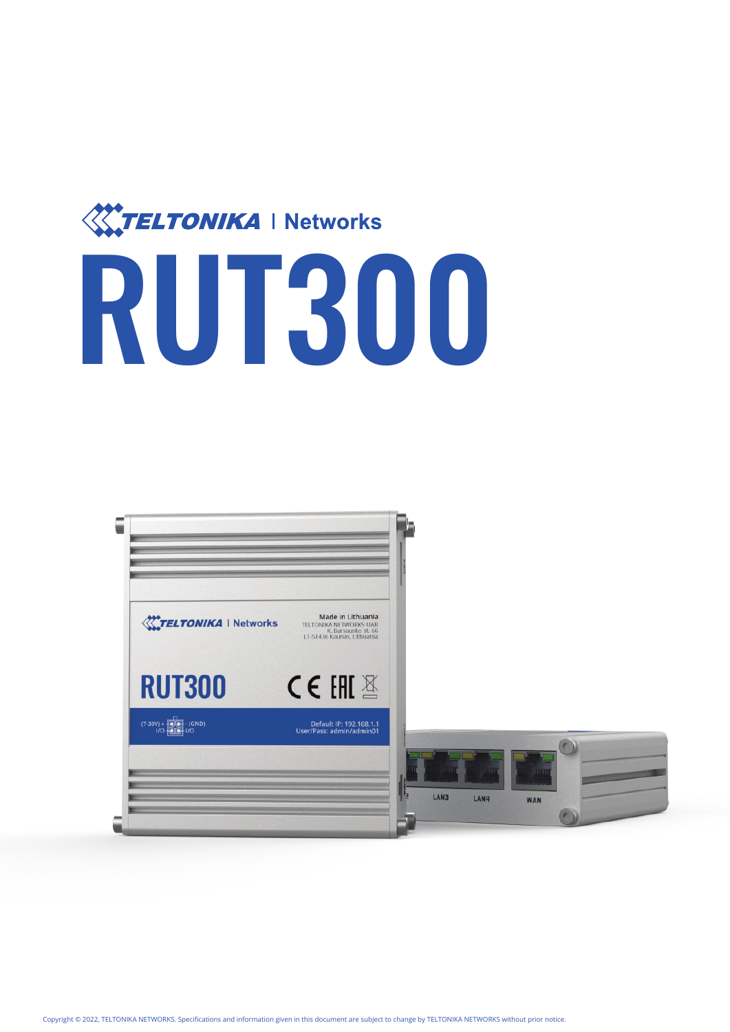TELTONIKA | Networks

# RUT300

Copyright © 2022, TELTONIKA NETWORKS. Specifications and information given in this document are subject to change by TELTONIKA NETWORKS without prior notice.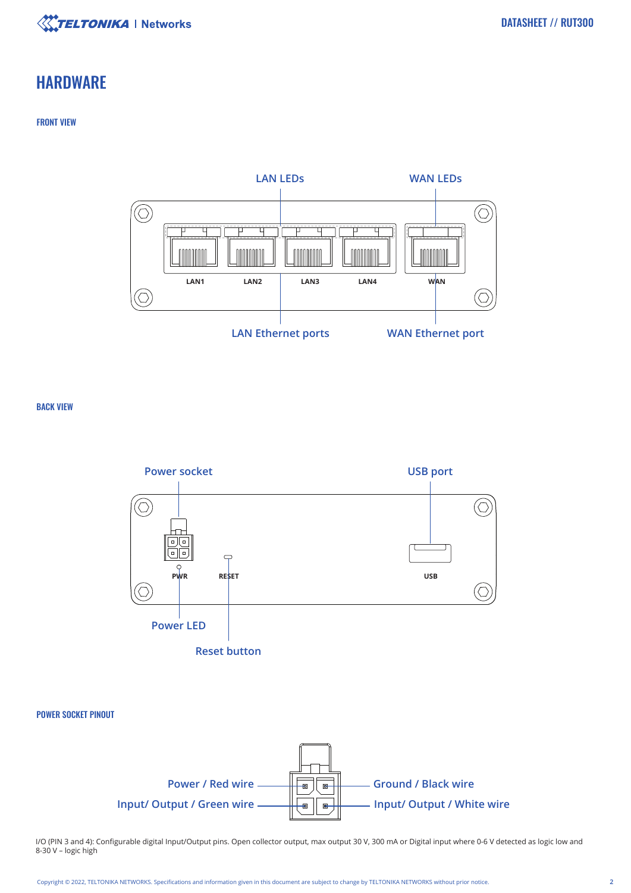# HARDWARE

## FRONT VIEW

LAN LEDs

WAN LEDs

LAN1 LAN2 LAN3 LAN4 WAN

LAN Ethernet ports

WAN Ethernet port

## BACK VIEW

Power socket

USB port

PWR RESET USB

Power LED

Reset button

## POWER SOCKET PINOUT

Power / Red wire

Ground / Black wire

Input/ Output / Green wire

Input/ Output / White wire

I/O (PIN 3 and 4): Configurable digital Input/Output pins. Open collector output, max output 30 V, 300 mA or Digital input where 0-6 V detected as logic low and 8-30 V – logic high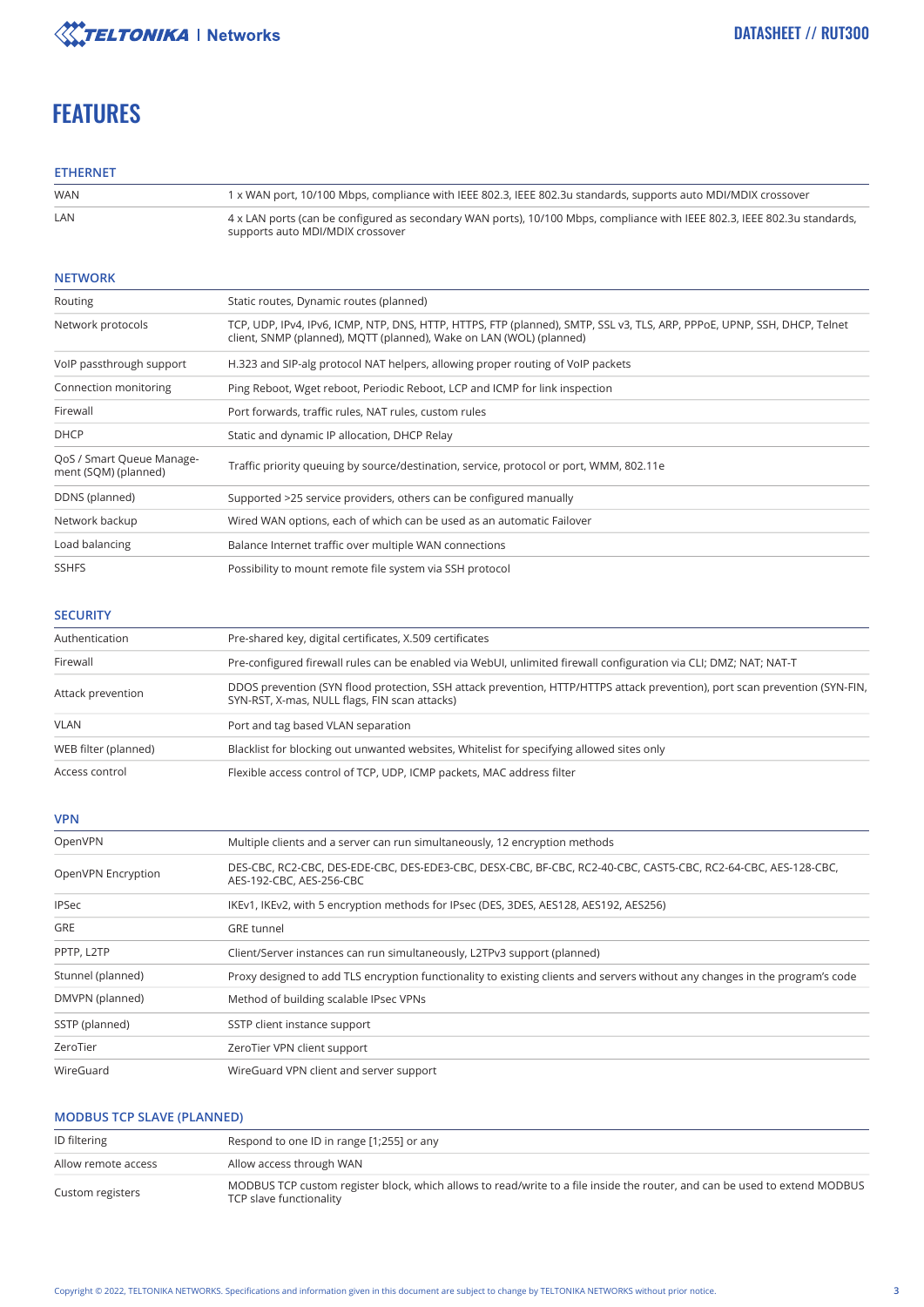# FEATURES

## ETHERNET

| | |
|---|---|
| WAN | 1 x WAN port, 10/100 Mbps, compliance with IEEE 802.3, IEEE 802.3u standards, supports auto MDI/MDIX crossover |
| LAN | 4 x LAN ports (can be configured as secondary WAN ports), 10/100 Mbps, compliance with IEEE 802.3, IEEE 802.3u standards, supports auto MDI/MDIX crossover |

## NETWORK

| | |
|---|---|
| Routing | Static routes, Dynamic routes (planned) |
| Network protocols | TCP, UDP, IPv4, IPv6, ICMP, NTP, DNS, HTTP, HTTPS, FTP (planned), SMTP, SSL v3, TLS, ARP, PPPoE, UPNP, SSH, DHCP, Telnet client, SNMP (planned), MQTT (planned), Wake on LAN (WOL) (planned) |
| VoIP passthrough support | H.323 and SIP-alg protocol NAT helpers, allowing proper routing of VoIP packets |
| Connection monitoring | Ping Reboot, Wget reboot, Periodic Reboot, LCP and ICMP for link inspection |
| Firewall | Port forwards, traffic rules, NAT rules, custom rules |
| DHCP | Static and dynamic IP allocation, DHCP Relay |
| QoS / Smart Queue Management (SQM) (planned) | Traffic priority queuing by source/destination, service, protocol or port, WMM, 802.11e |
| DDNS (planned) | Supported >25 service providers, others can be configured manually |
| Network backup | Wired WAN options, each of which can be used as an automatic Failover |
| Load balancing | Balance Internet traffic over multiple WAN connections |
| SSHFS | Possibility to mount remote file system via SSH protocol |

## SECURITY

| | |
|---|---|
| Authentication | Pre-shared key, digital certificates, X.509 certificates |
| Firewall | Pre-configured firewall rules can be enabled via WebUI, unlimited firewall configuration via CLI; DMZ; NAT; NAT-T |
| Attack prevention | DDOS prevention (SYN flood protection, SSH attack prevention, HTTP/HTTPS attack prevention), port scan prevention (SYN-FIN, SYN-RST, X-mas, NULL flags, FIN scan attacks) |
| VLAN | Port and tag based VLAN separation |
| WEB filter (planned) | Blacklist for blocking out unwanted websites, Whitelist for specifying allowed sites only |
| Access control | Flexible access control of TCP, UDP, ICMP packets, MAC address filter |

## VPN

| | |
|---|---|
| OpenVPN | Multiple clients and a server can run simultaneously, 12 encryption methods |
| OpenVPN Encryption | DES-CBC, RC2-CBC, DES-EDE-CBC, DES-EDE3-CBC, DESX-CBC, BF-CBC, RC2-40-CBC, CAST5-CBC, RC2-64-CBC, AES-128-CBC, AES-192-CBC, AES-256-CBC |
| IPSec | IKEv1, IKEv2, with 5 encryption methods for IPsec (DES, 3DES, AES128, AES192, AES256) |
| GRE | GRE tunnel |
| PPTP, L2TP | Client/Server instances can run simultaneously, L2TPv3 support (planned) |
| Stunnel (planned) | Proxy designed to add TLS encryption functionality to existing clients and servers without any changes in the program's code |
| DMVPN (planned) | Method of building scalable IPsec VPNs |
| SSTP (planned) | SSTP client instance support |
| ZeroTier | ZeroTier VPN client support |
| WireGuard | WireGuard VPN client and server support |

## MODBUS TCP SLAVE (PLANNED)

| | |
|---|---|
| ID filtering | Respond to one ID in range [1;255] or any |
| Allow remote access | Allow access through WAN |
| Custom registers | MODBUS TCP custom register block, which allows to read/write to a file inside the router, and can be used to extend MODBUS TCP slave functionality |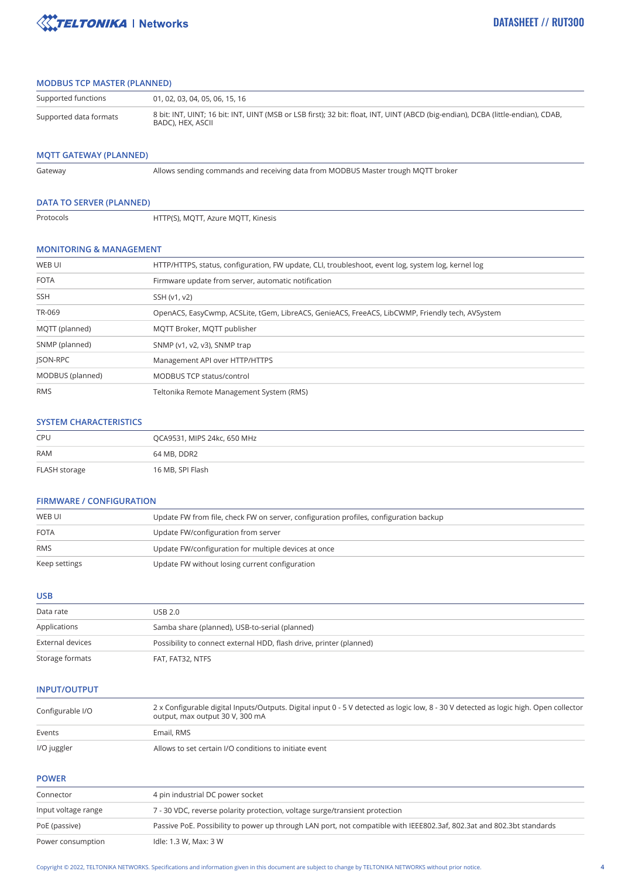## MODBUS TCP MASTER (PLANNED)

| | |
|---|---|
| Supported functions | 01, 02, 03, 04, 05, 06, 15, 16 |
| Supported data formats | 8 bit: INT, UINT; 16 bit: INT, UINT (MSB or LSB first); 32 bit: float, INT, UINT (ABCD (big-endian), DCBA (little-endian), CDAB, BADC), HEX, ASCII |

## MQTT GATEWAY (PLANNED)

| | |
|---|---|
| Gateway | Allows sending commands and receiving data from MODBUS Master trough MQTT broker |

## DATA TO SERVER (PLANNED)

| | |
|---|---|
| Protocols | HTTP(S), MQTT, Azure MQTT, Kinesis |

## MONITORING & MANAGEMENT

| | |
|---|---|
| WEB UI | HTTP/HTTPS, status, configuration, FW update, CLI, troubleshoot, event log, system log, kernel log |
| FOTA | Firmware update from server, automatic notification |
| SSH | SSH (v1, v2) |
| TR-069 | OpenACS, EasyCwmp, ACSLite, tGem, LibreACS, GenieACS, FreeACS, LibCWMP, Friendly tech, AVSystem |
| MQTT (planned) | MQTT Broker, MQTT publisher |
| SNMP (planned) | SNMP (v1, v2, v3), SNMP trap |
| JSON-RPC | Management API over HTTP/HTTPS |
| MODBUS (planned) | MODBUS TCP status/control |
| RMS | Teltonika Remote Management System (RMS) |

## SYSTEM CHARACTERISTICS

| | |
|---|---|
| CPU | QCA9531, MIPS 24kc, 650 MHz |
| RAM | 64 MB, DDR2 |
| FLASH storage | 16 MB, SPI Flash |

## FIRMWARE / CONFIGURATION

| | |
|---|---|
| WEB UI | Update FW from file, check FW on server, configuration profiles, configuration backup |
| FOTA | Update FW/configuration from server |
| RMS | Update FW/configuration for multiple devices at once |
| Keep settings | Update FW without losing current configuration |

## USB

| | |
|---|---|
| Data rate | USB 2.0 |
| Applications | Samba share (planned), USB-to-serial (planned) |
| External devices | Possibility to connect external HDD, flash drive, printer (planned) |
| Storage formats | FAT, FAT32, NTFS |

## INPUT/OUTPUT

| | |
|---|---|
| Configurable I/O | 2 x Configurable digital Inputs/Outputs. Digital input 0 - 5 V detected as logic low, 8 - 30 V detected as logic high. Open collector output, max output 30 V, 300 mA |
| Events | Email, RMS |
| I/O juggler | Allows to set certain I/O conditions to initiate event |

## POWER

| | |
|---|---|
| Connector | 4 pin industrial DC power socket |
| Input voltage range | 7 - 30 VDC, reverse polarity protection, voltage surge/transient protection |
| PoE (passive) | Passive PoE. Possibility to power up through LAN port, not compatible with IEEE802.3af, 802.3at and 802.3bt standards |
| Power consumption | Idle: 1.3 W, Max: 3 W |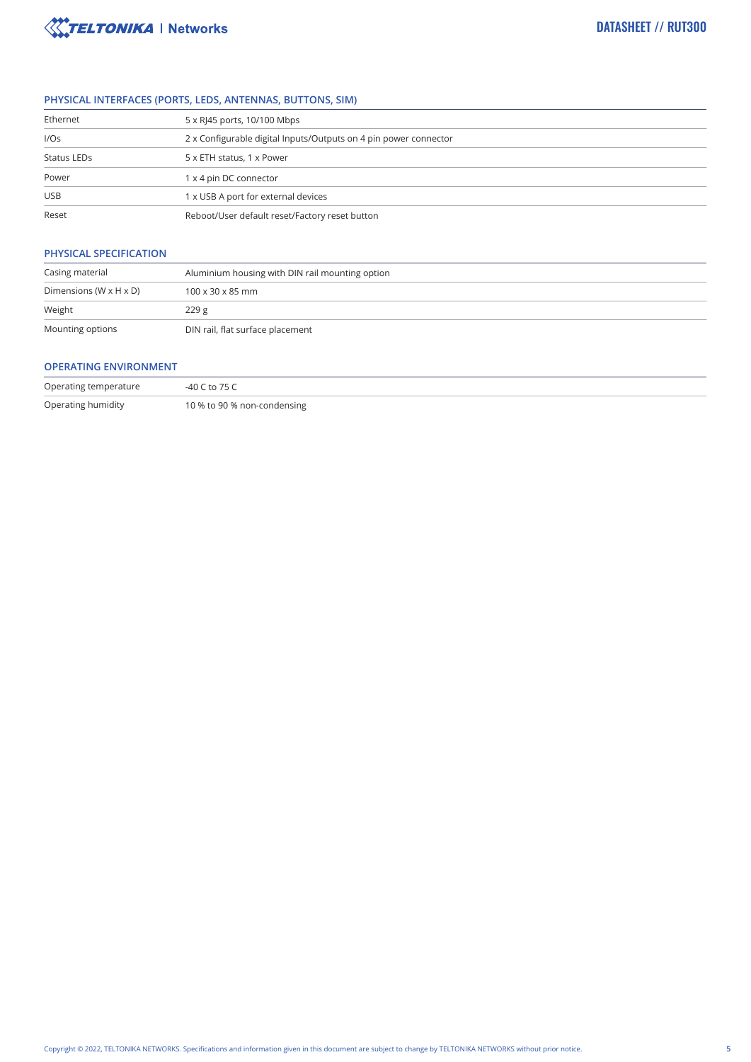## PHYSICAL INTERFACES (PORTS, LEDS, ANTENNAS, BUTTONS, SIM)

| | |
|---|---|
| Ethernet | 5 x RJ45 ports, 10/100 Mbps |
| I/Os | 2 x Configurable digital Inputs/Outputs on 4 pin power connector |
| Status LEDs | 5 x ETH status, 1 x Power |
| Power | 1 x 4 pin DC connector |
| USB | 1 x USB A port for external devices |
| Reset | Reboot/User default reset/Factory reset button |

## PHYSICAL SPECIFICATION

| | |
|---|---|
| Casing material | Aluminium housing with DIN rail mounting option |
| Dimensions (W x H x D) | 100 x 30 x 85 mm |
| Weight | 229 g |
| Mounting options | DIN rail, flat surface placement |

## OPERATING ENVIRONMENT

| | |
|---|---|
| Operating temperature | -40 C to 75 C |
| Operating humidity | 10 % to 90 % non-condensing |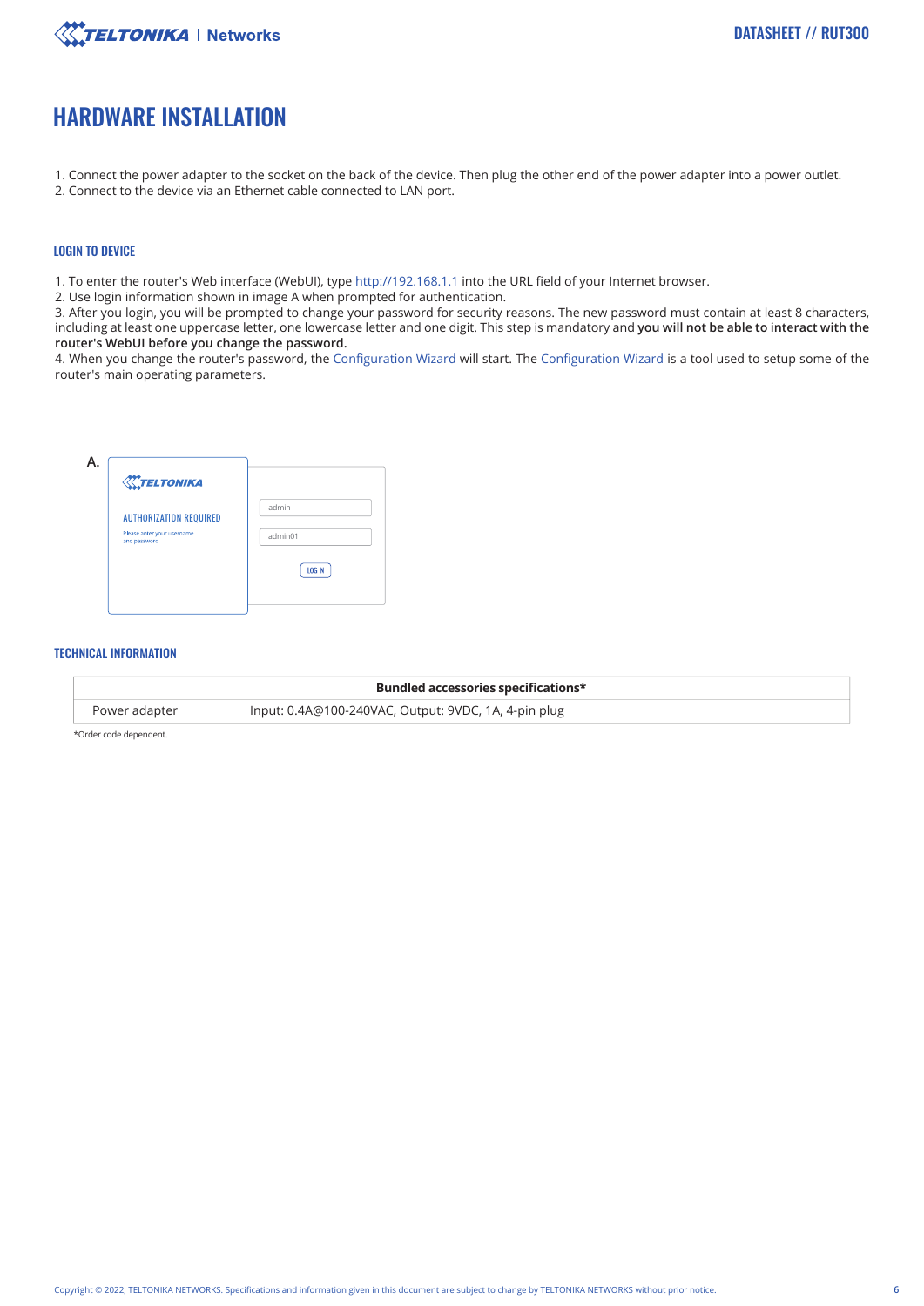# HARDWARE INSTALLATION

1. Connect the power adapter to the socket on the back of the device. Then plug the other end of the power adapter into a power outlet.
2. Connect to the device via an Ethernet cable connected to LAN port.

## LOGIN TO DEVICE

1. To enter the router's Web interface (WebUI), type http://192.168.1.1 into the URL field of your Internet browser.
2. Use login information shown in image A when prompted for authentication.
3. After you login, you will be prompted to change your password for security reasons. The new password must contain at least 8 characters, including at least one uppercase letter, one lowercase letter and one digit. This step is mandatory and **you will not be able to interact with the router's WebUI before you change the password.**
4. When you change the router's password, the Configuration Wizard will start. The Configuration Wizard is a tool used to setup some of the router's main operating parameters.

A.

TELTONIKA

AUTHORIZATION REQUIRED

Please enter your username and password

admin

admin01

LOG IN

## TECHNICAL INFORMATION

| Bundled accessories specifications* | |
|---|---|
| Power adapter | Input: 0.4A@100-240VAC, Output: 9VDC, 1A, 4-pin plug |

*Order code dependent.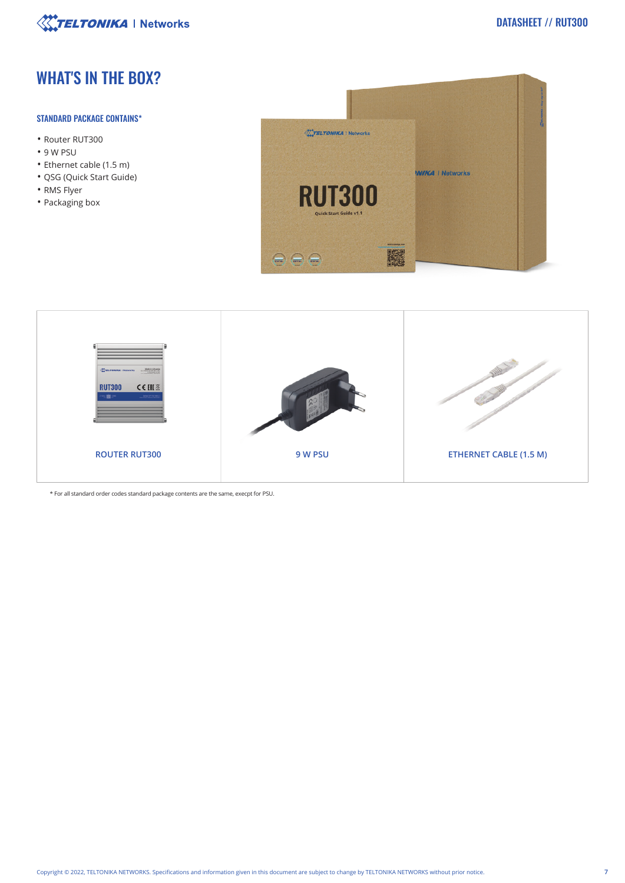# WHAT'S IN THE BOX?

### STANDARD PACKAGE CONTAINS*

- Router RUT300
- 9 W PSU
- Ethernet cable (1.5 m)
- QSG (Quick Start Guide)
- RMS Flyer
- Packaging box

| ROUTER RUT300 | 9 W PSU | ETHERNET CABLE (1.5 M) |
|---|---|---|

* For all standard order codes standard package contents are the same, execpt for PSU.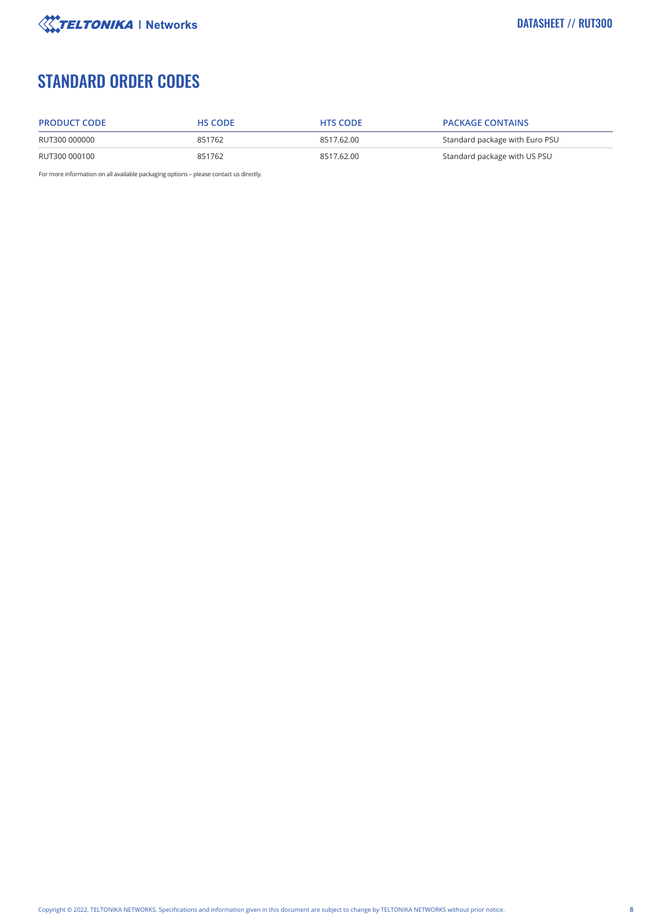# STANDARD ORDER CODES

| PRODUCT CODE | HS CODE | HTS CODE | PACKAGE CONTAINS |
|---|---|---|---|
| RUT300 000000 | 851762 | 8517.62.00 | Standard package with Euro PSU |
| RUT300 000100 | 851762 | 8517.62.00 | Standard package with US PSU |

For more information on all available packaging options – please contact us directly.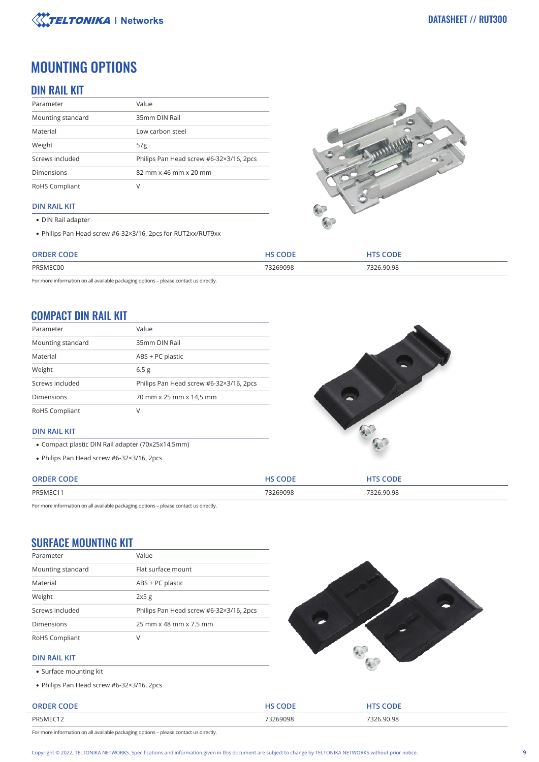# MOUNTING OPTIONS

## DIN RAIL KIT

| Parameter | Value |
|---|---|
| Mounting standard | 35mm DIN Rail |
| Material | Low carbon steel |
| Weight | 57g |
| Screws included | Philips Pan Head screw #6-32×3/16, 2pcs |
| Dimensions | 82 mm x 46 mm x 20 mm |
| RoHS Compliant | V |

### DIN RAIL KIT

- DIN Rail adapter
- Philips Pan Head screw #6-32×3/16, 2pcs for RUT2xx/RUT9xx

| ORDER CODE | HS CODE | HTS CODE |
|---|---|---|
| PR5MEC00 | 73269098 | 7326.90.98 |

For more information on all available packaging options – please contact us directly.

## COMPACT DIN RAIL KIT

| Parameter | Value |
|---|---|
| Mounting standard | 35mm DIN Rail |
| Material | ABS + PC plastic |
| Weight | 6.5 g |
| Screws included | Philips Pan Head screw #6-32×3/16, 2pcs |
| Dimensions | 70 mm x 25 mm x 14,5 mm |
| RoHS Compliant | V |

### DIN RAIL KIT

- Compact plastic DIN Rail adapter (70x25x14,5mm)
- Philips Pan Head screw #6-32×3/16, 2pcs

| ORDER CODE | HS CODE | HTS CODE |
|---|---|---|
| PR5MEC11 | 73269098 | 7326.90.98 |

For more information on all available packaging options – please contact us directly.

## SURFACE MOUNTING KIT

| Parameter | Value |
|---|---|
| Mounting standard | Flat surface mount |
| Material | ABS + PC plastic |
| Weight | 2x5 g |
| Screws included | Philips Pan Head screw #6-32×3/16, 2pcs |
| Dimensions | 25 mm x 48 mm x 7.5 mm |
| RoHS Compliant | V |

### DIN RAIL KIT

- Surface mounting kit
- Philips Pan Head screw #6-32×3/16, 2pcs

| ORDER CODE | HS CODE | HTS CODE |
|---|---|---|
| PR5MEC12 | 73269098 | 7326.90.98 |

For more information on all available packaging options – please contact us directly.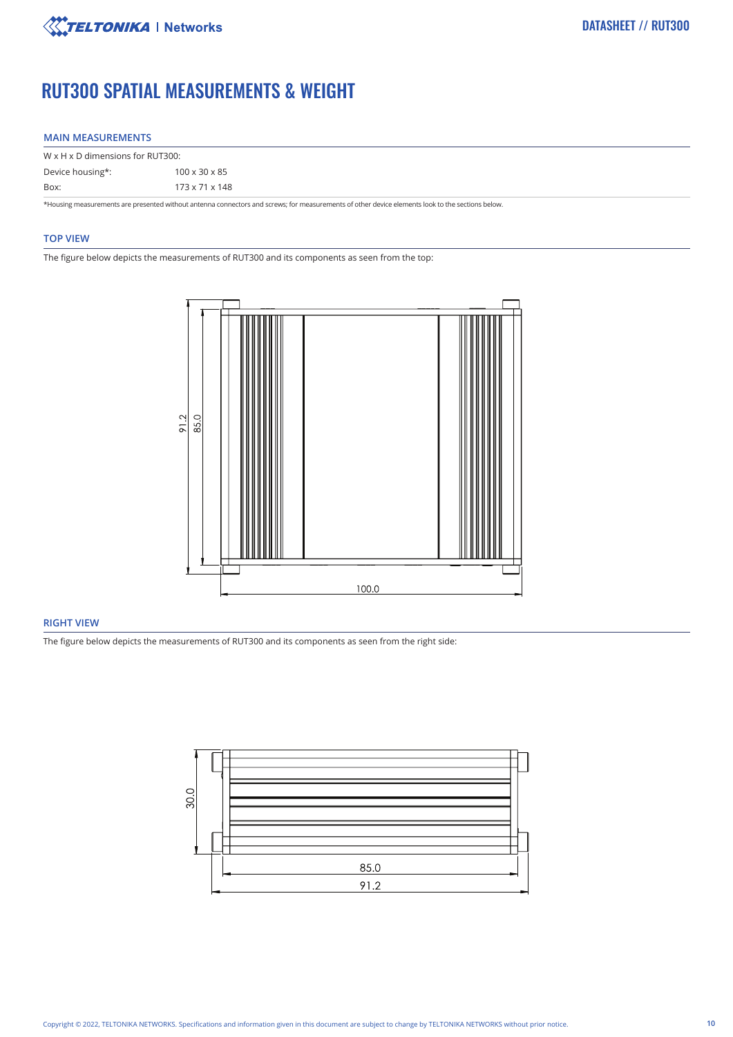# RUT300 SPATIAL MEASUREMENTS & WEIGHT

## MAIN MEASUREMENTS

W x H x D dimensions for RUT300:

| | |
|---|---|
| Device housing*: | 100 x 30 x 85 |
| Box: | 173 x 71 x 148 |

*Housing measurements are presented without antenna connectors and screws; for measurements of other device elements look to the sections below.

## TOP VIEW

The figure below depicts the measurements of RUT300 and its components as seen from the top:

## RIGHT VIEW

The figure below depicts the measurements of RUT300 and its components as seen from the right side: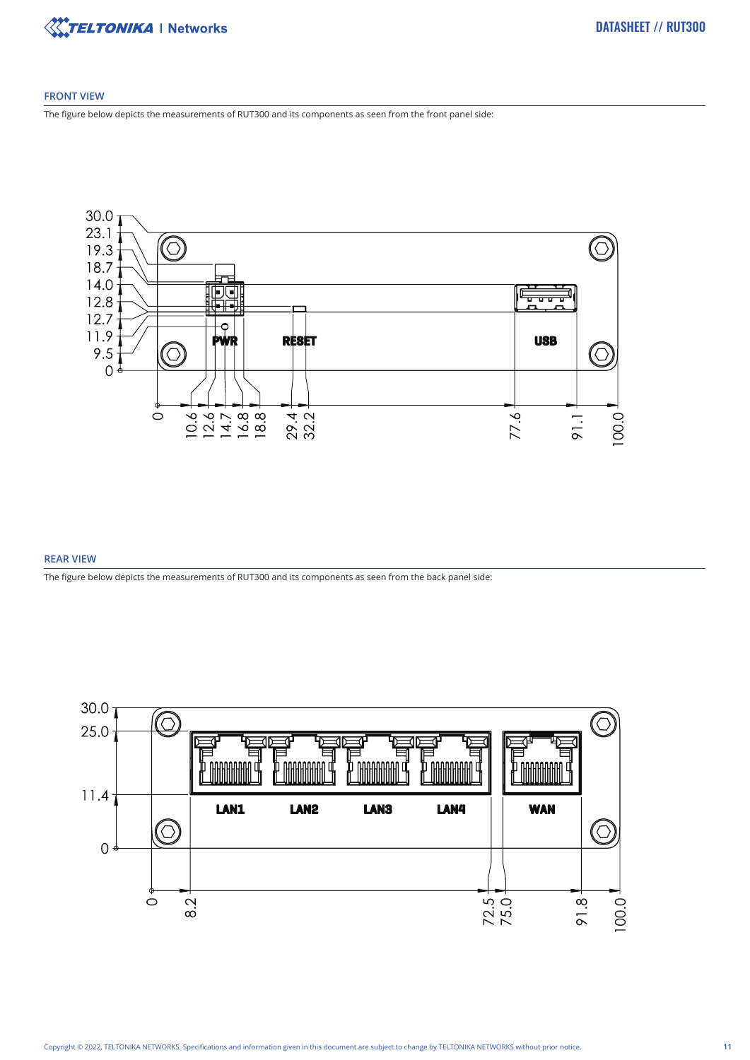## FRONT VIEW

The figure below depicts the measurements of RUT300 and its components as seen from the front panel side:

## REAR VIEW

The figure below depicts the measurements of RUT300 and its components as seen from the back panel side: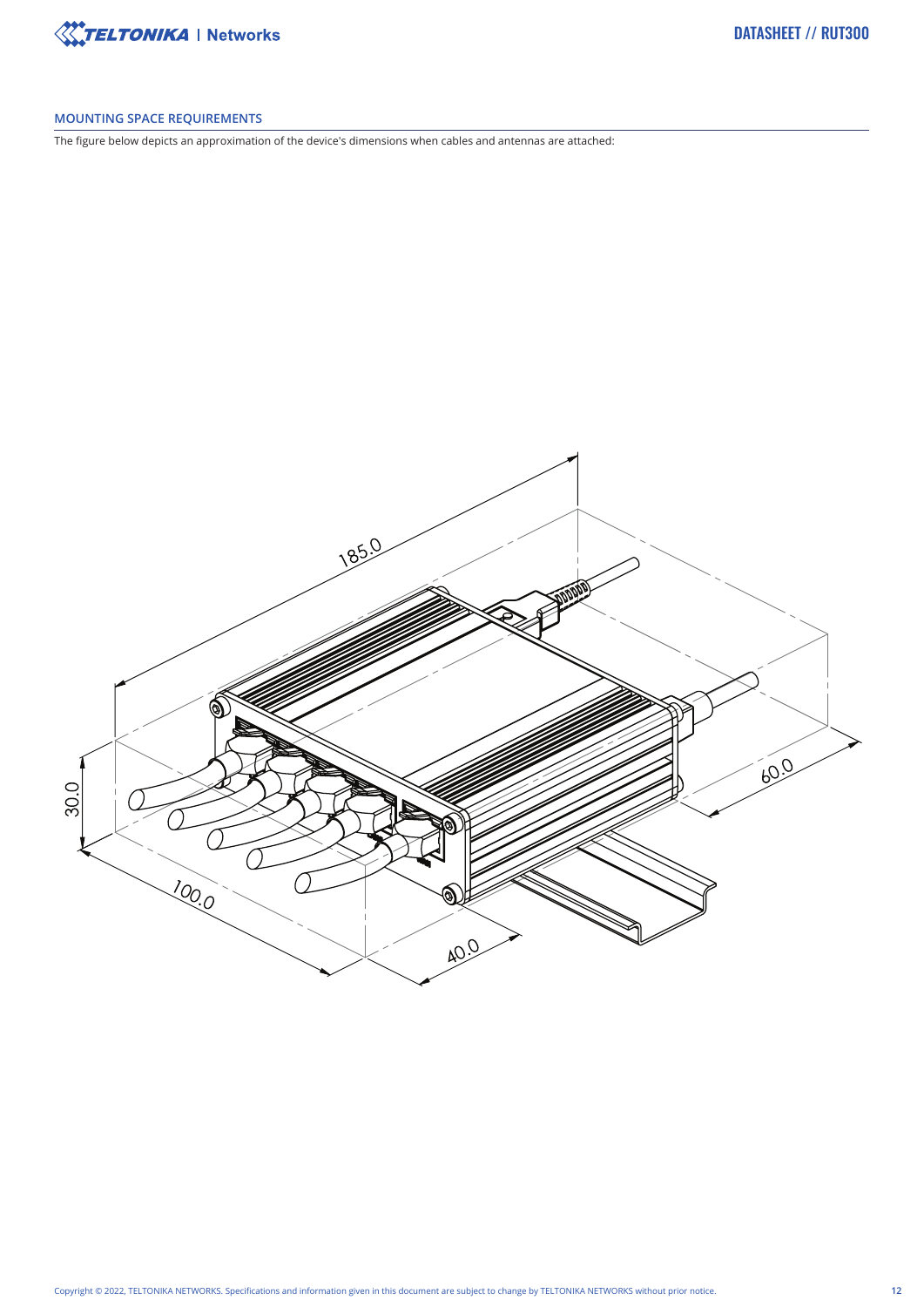## MOUNTING SPACE REQUIREMENTS

The figure below depicts an approximation of the device's dimensions when cables and antennas are attached: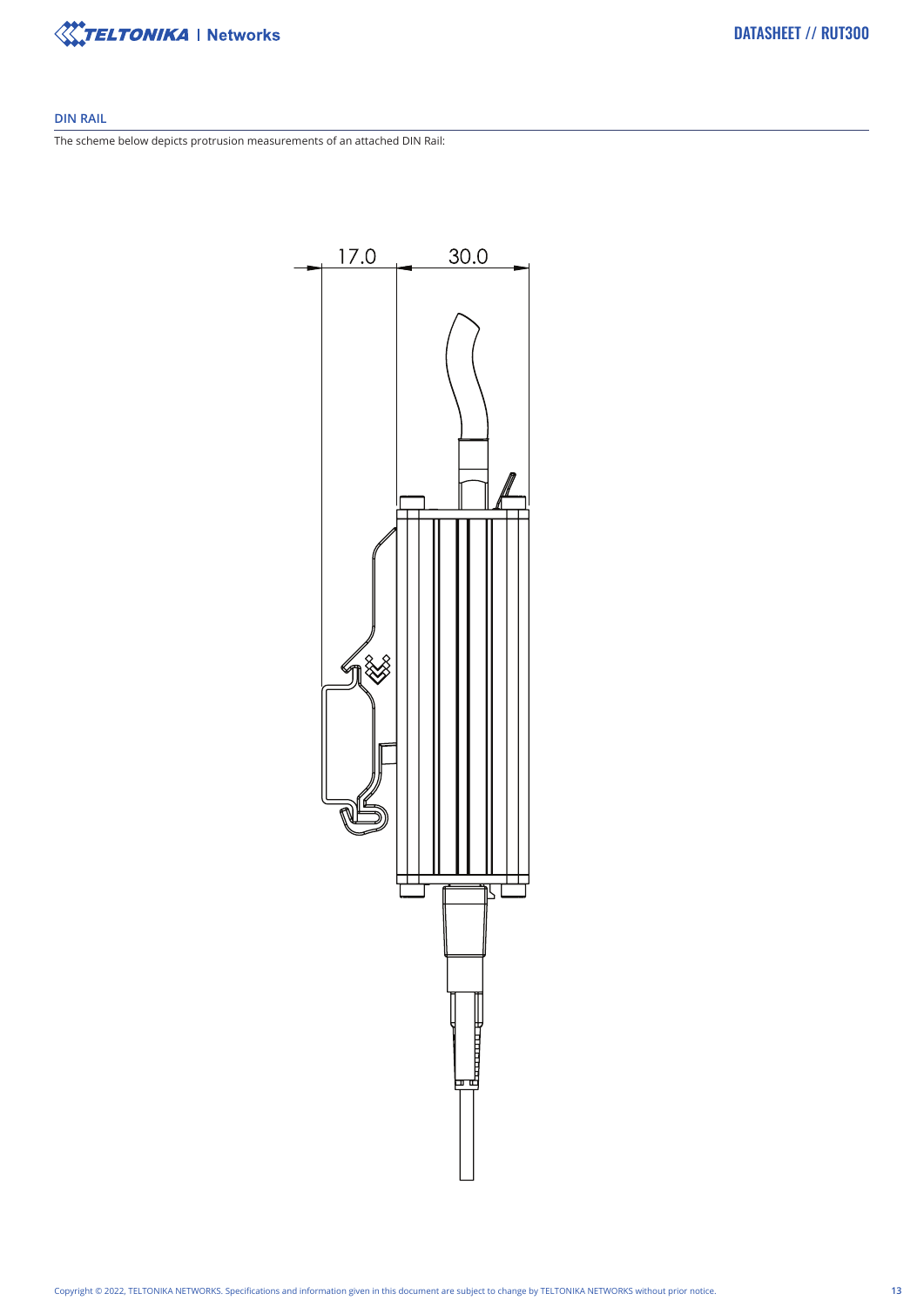## DIN RAIL

The scheme below depicts protrusion measurements of an attached DIN Rail:

17.0

30.0